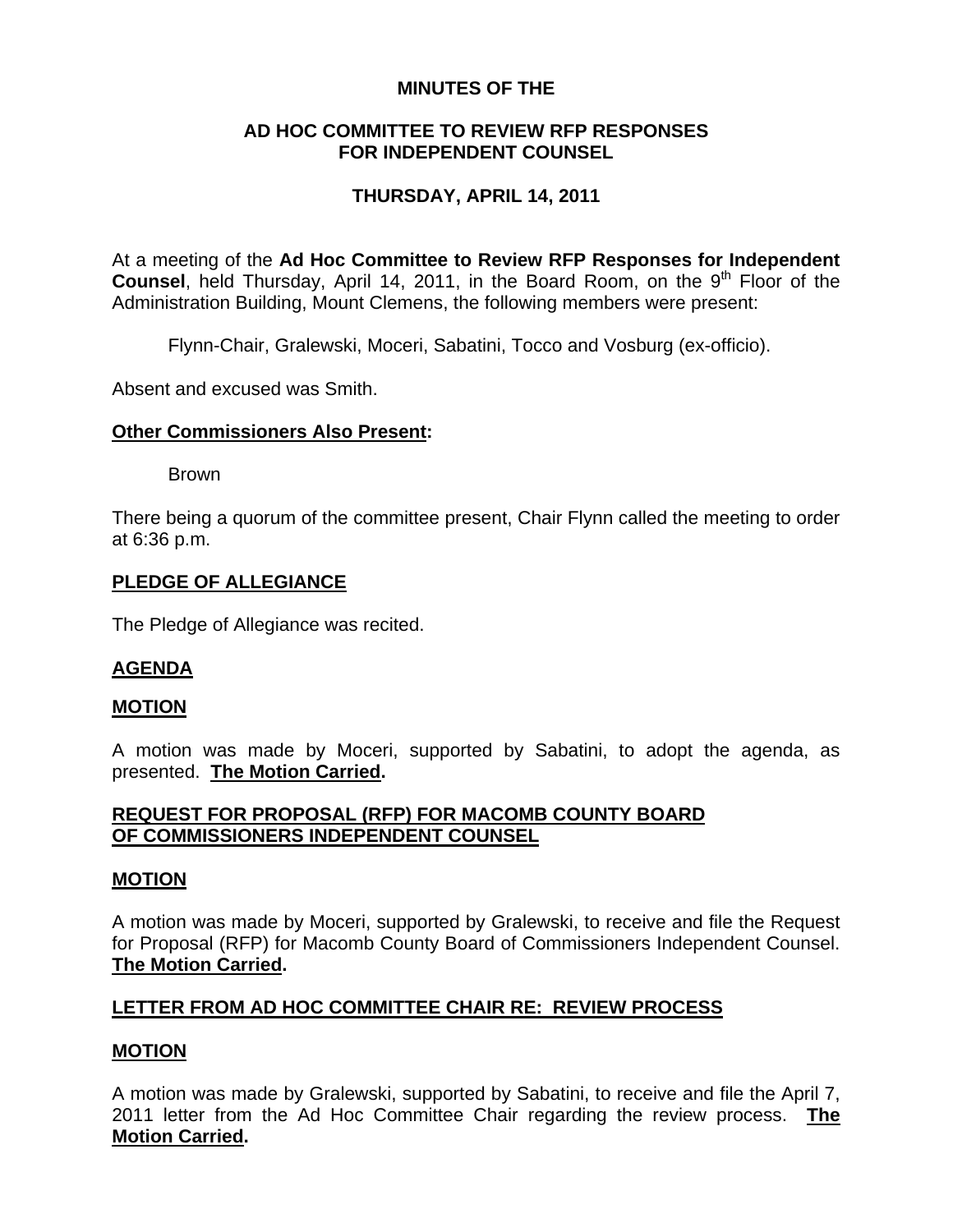**MINUTES OF THE**

**AD HOC COMMITTEE TO REVIEW RFP RESPONSES FOR INDEPENDENT COUNSEL**

**THURSDAY, APRIL 14, 2011**

At a meeting of the **Ad Hoc Committee to Review RFP Responses for Independent Counsel**, held Thursday, April 14, 2011, in the Board Room, on the 9th Floor of the Administration Building, Mount Clemens, the following members were present:

Flynn-Chair, Gralewski, Moceri, Sabatini, Tocco and Vosburg (ex-officio).

Absent and excused was Smith.

**Other Commissioners Also Present:**

Brown

There being a quorum of the committee present, Chair Flynn called the meeting to order at 6:36 p.m.

**PLEDGE OF ALLEGIANCE**

The Pledge of Allegiance was recited.

**AGENDA**

**MOTION**

A motion was made by Moceri, supported by Sabatini, to adopt the agenda, as presented. **The Motion Carried.**

**REQUEST FOR PROPOSAL (RFP) FOR MACOMB COUNTY BOARD OF COMMISSIONERS INDEPENDENT COUNSEL**

**MOTION**

A motion was made by Moceri, supported by Gralewski, to receive and file the Request for Proposal (RFP) for Macomb County Board of Commissioners Independent Counsel. **The Motion Carried.**

**LETTER FROM AD HOC COMMITTEE CHAIR RE: REVIEW PROCESS**

**MOTION**

A motion was made by Gralewski, supported by Sabatini, to receive and file the April 7, 2011 letter from the Ad Hoc Committee Chair regarding the review process. **The Motion Carried.**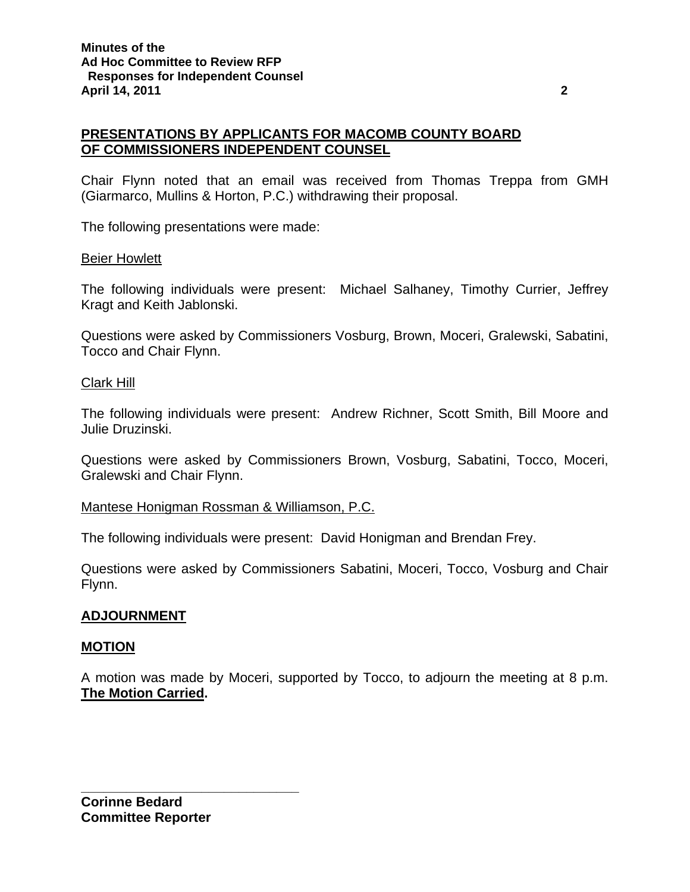## PRESENTATIONS BY APPLICANTS FOR MACOMB COUNTY BOARD OF COMMISSIONERS INDEPENDENT COUNSEL

Chair Flynn noted that an email was received from Thomas Treppa from GMH (Giarmarco, Mullins & Horton, P.C.) withdrawing their proposal.

The following presentations were made:

Beier Howlett

The following individuals were present: Michael Salhaney, Timothy Currier, Jeffrey Kragt and Keith Jablonski.

Questions were asked by Commissioners Vosburg, Brown, Moceri, Gralewski, Sabatini, Tocco and Chair Flynn.

Clark Hill

The following individuals were present: Andrew Richner, Scott Smith, Bill Moore and Julie Druzinski.

Questions were asked by Commissioners Brown, Vosburg, Sabatini, Tocco, Moceri, Gralewski and Chair Flynn.

Mantese Honigman Rossman & Williamson, P.C.

The following individuals were present: David Honigman and Brendan Frey.

Questions were asked by Commissioners Sabatini, Moceri, Tocco, Vosburg and Chair Flynn.

## ADJOURNMENT

**MOTION**

A motion was made by Moceri, supported by Tocco, to adjourn the meeting at 8 p.m. **The Motion Carried.**

\_\_\_\_\_\_\_\_\_\_\_\_\_\_\_\_\_\_\_\_\_\_\_\_\_\_\_\_\_\_

**Corinne Bedard**
**Committee Reporter**